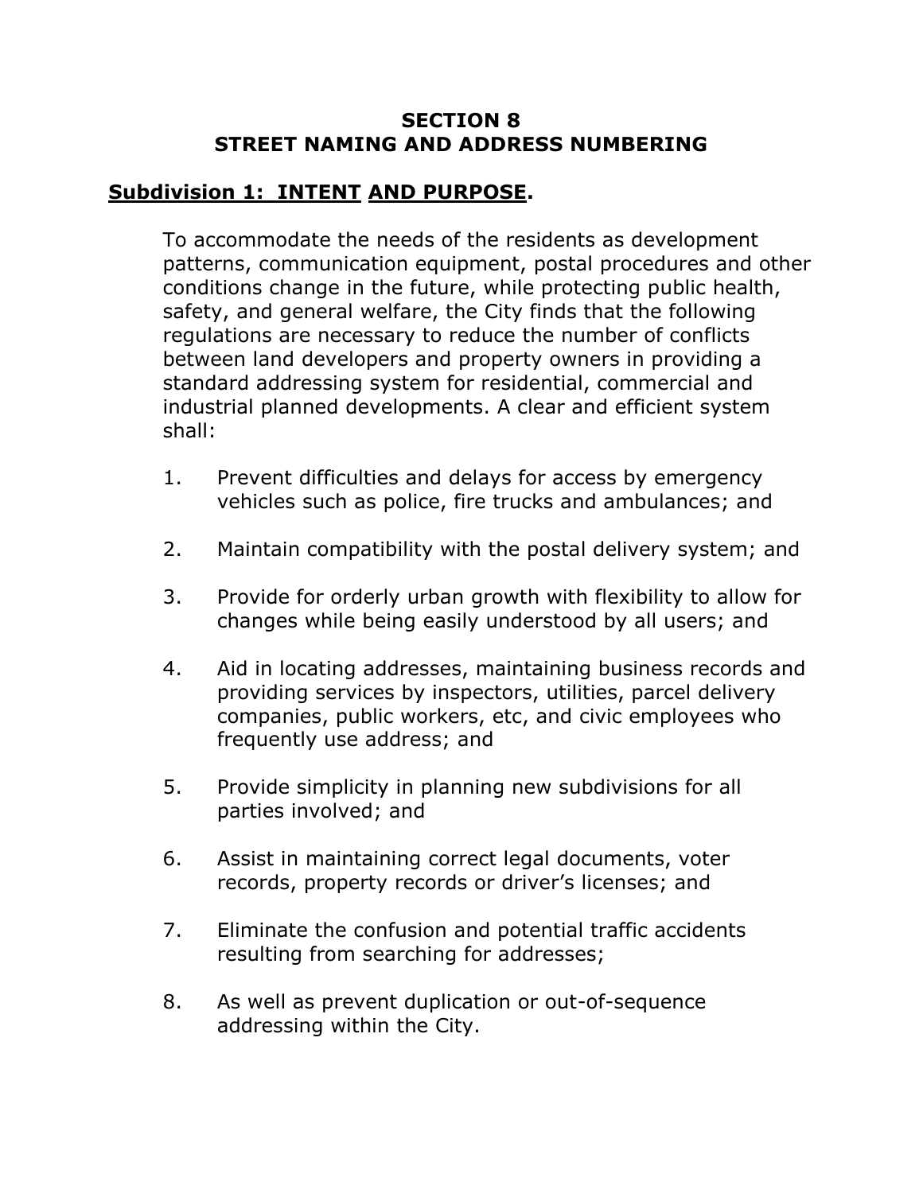# SECTION 8
# STREET NAMING AND ADDRESS NUMBERING

## Subdivision 1: INTENT AND PURPOSE.

To accommodate the needs of the residents as development patterns, communication equipment, postal procedures and other conditions change in the future, while protecting public health, safety, and general welfare, the City finds that the following regulations are necessary to reduce the number of conflicts between land developers and property owners in providing a standard addressing system for residential, commercial and industrial planned developments. A clear and efficient system shall:

1. Prevent difficulties and delays for access by emergency vehicles such as police, fire trucks and ambulances; and

2. Maintain compatibility with the postal delivery system; and

3. Provide for orderly urban growth with flexibility to allow for changes while being easily understood by all users; and

4. Aid in locating addresses, maintaining business records and providing services by inspectors, utilities, parcel delivery companies, public workers, etc, and civic employees who frequently use address; and

5. Provide simplicity in planning new subdivisions for all parties involved; and

6. Assist in maintaining correct legal documents, voter records, property records or driver's licenses; and

7. Eliminate the confusion and potential traffic accidents resulting from searching for addresses;

8. As well as prevent duplication or out-of-sequence addressing within the City.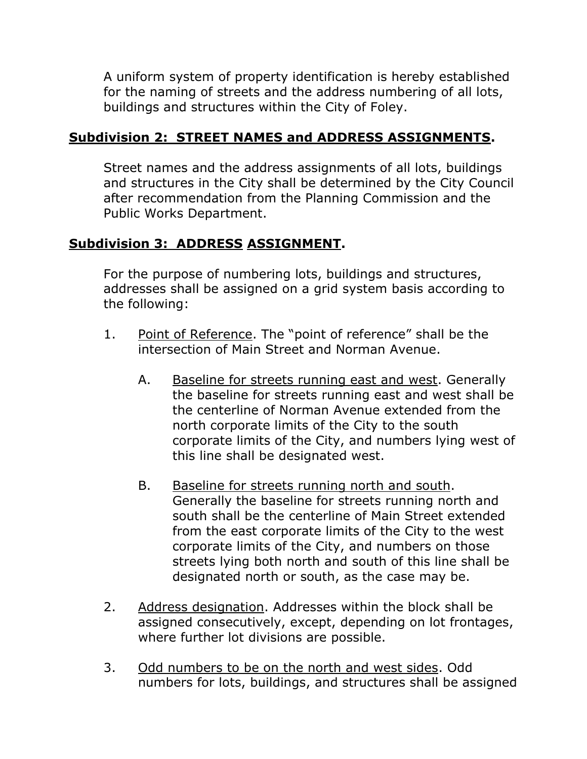A uniform system of property identification is hereby established for the naming of streets and the address numbering of all lots, buildings and structures within the City of Foley.

**Subdivision 2: STREET NAMES and ADDRESS ASSIGNMENTS.**

Street names and the address assignments of all lots, buildings and structures in the City shall be determined by the City Council after recommendation from the Planning Commission and the Public Works Department.

**Subdivision 3: ADDRESS ASSIGNMENT.**

For the purpose of numbering lots, buildings and structures, addresses shall be assigned on a grid system basis according to the following:

1. Point of Reference. The "point of reference" shall be the intersection of Main Street and Norman Avenue.

   A. Baseline for streets running east and west. Generally the baseline for streets running east and west shall be the centerline of Norman Avenue extended from the north corporate limits of the City to the south corporate limits of the City, and numbers lying west of this line shall be designated west.

   B. Baseline for streets running north and south. Generally the baseline for streets running north and south shall be the centerline of Main Street extended from the east corporate limits of the City to the west corporate limits of the City, and numbers on those streets lying both north and south of this line shall be designated north or south, as the case may be.

2. Address designation. Addresses within the block shall be assigned consecutively, except, depending on lot frontages, where further lot divisions are possible.

3. Odd numbers to be on the north and west sides. Odd numbers for lots, buildings, and structures shall be assigned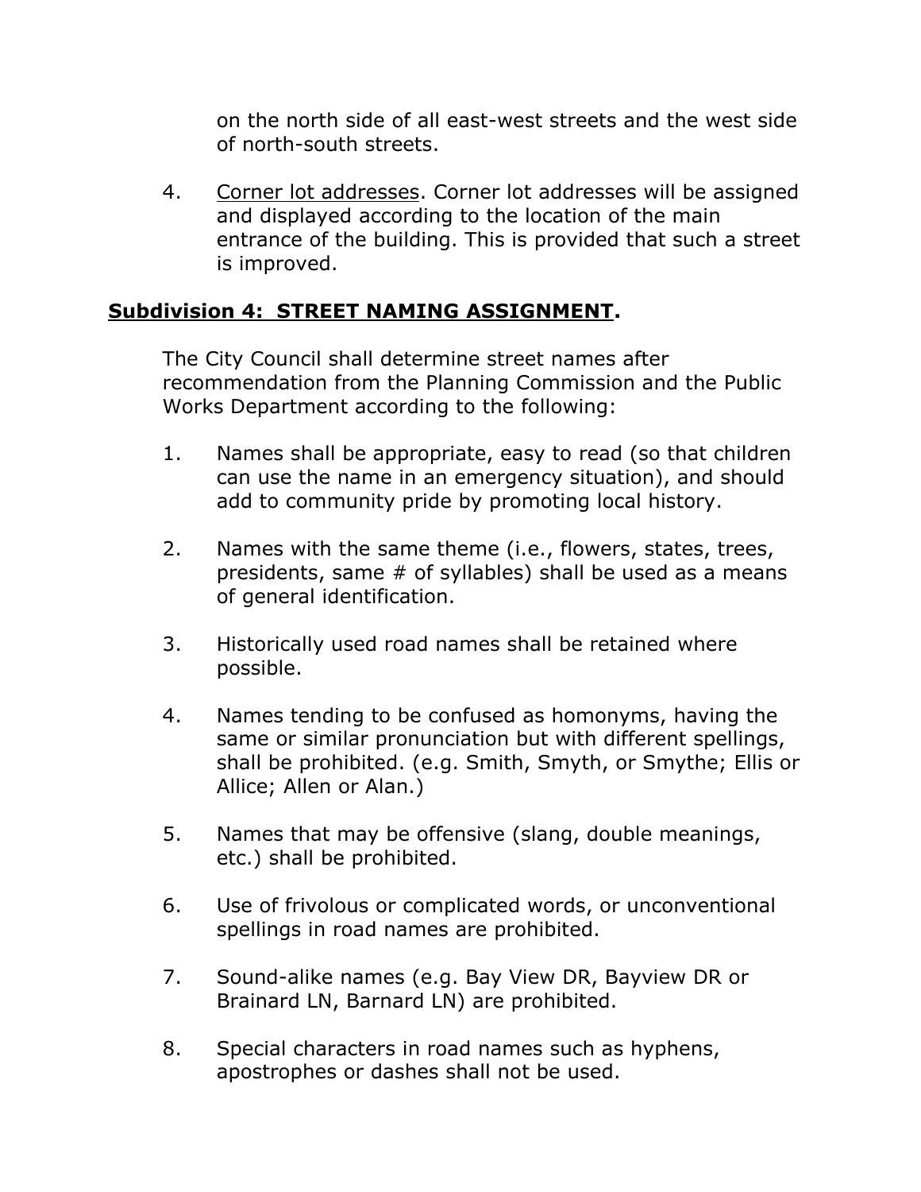on the north side of all east-west streets and the west side of north-south streets.

4. Corner lot addresses. Corner lot addresses will be assigned and displayed according to the location of the main entrance of the building. This is provided that such a street is improved.

**Subdivision 4: STREET NAMING ASSIGNMENT.**

The City Council shall determine street names after recommendation from the Planning Commission and the Public Works Department according to the following:

1. Names shall be appropriate, easy to read (so that children can use the name in an emergency situation), and should add to community pride by promoting local history.

2. Names with the same theme (i.e., flowers, states, trees, presidents, same # of syllables) shall be used as a means of general identification.

3. Historically used road names shall be retained where possible.

4. Names tending to be confused as homonyms, having the same or similar pronunciation but with different spellings, shall be prohibited. (e.g. Smith, Smyth, or Smythe; Ellis or Allice; Allen or Alan.)

5. Names that may be offensive (slang, double meanings, etc.) shall be prohibited.

6. Use of frivolous or complicated words, or unconventional spellings in road names are prohibited.

7. Sound-alike names (e.g. Bay View DR, Bayview DR or Brainard LN, Barnard LN) are prohibited.

8. Special characters in road names such as hyphens, apostrophes or dashes shall not be used.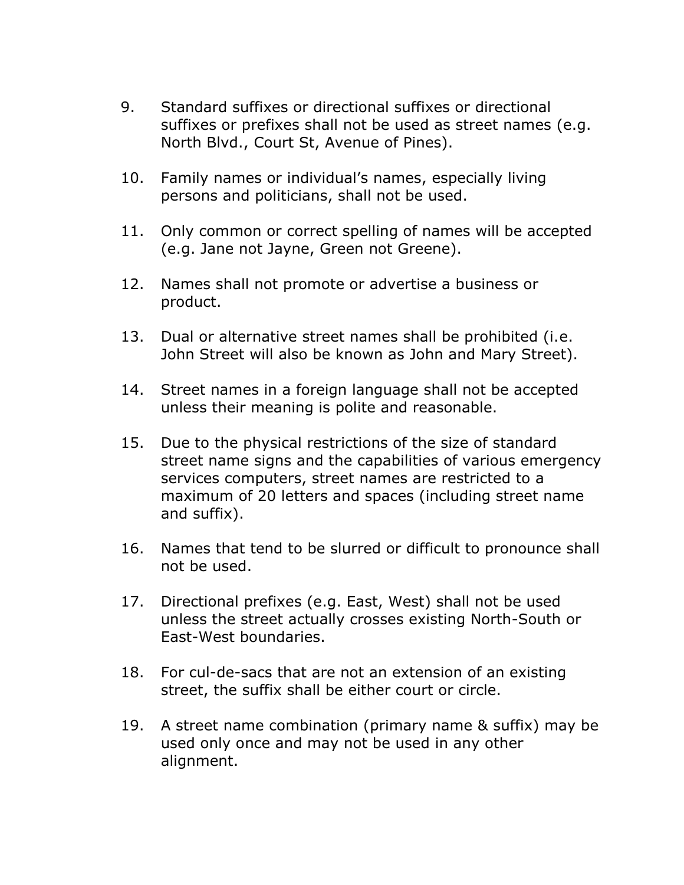9. Standard suffixes or directional suffixes or directional suffixes or prefixes shall not be used as street names (e.g. North Blvd., Court St, Avenue of Pines).

10. Family names or individual's names, especially living persons and politicians, shall not be used.

11. Only common or correct spelling of names will be accepted (e.g. Jane not Jayne, Green not Greene).

12. Names shall not promote or advertise a business or product.

13. Dual or alternative street names shall be prohibited (i.e. John Street will also be known as John and Mary Street).

14. Street names in a foreign language shall not be accepted unless their meaning is polite and reasonable.

15. Due to the physical restrictions of the size of standard street name signs and the capabilities of various emergency services computers, street names are restricted to a maximum of 20 letters and spaces (including street name and suffix).

16. Names that tend to be slurred or difficult to pronounce shall not be used.

17. Directional prefixes (e.g. East, West) shall not be used unless the street actually crosses existing North-South or East-West boundaries.

18. For cul-de-sacs that are not an extension of an existing street, the suffix shall be either court or circle.

19. A street name combination (primary name & suffix) may be used only once and may not be used in any other alignment.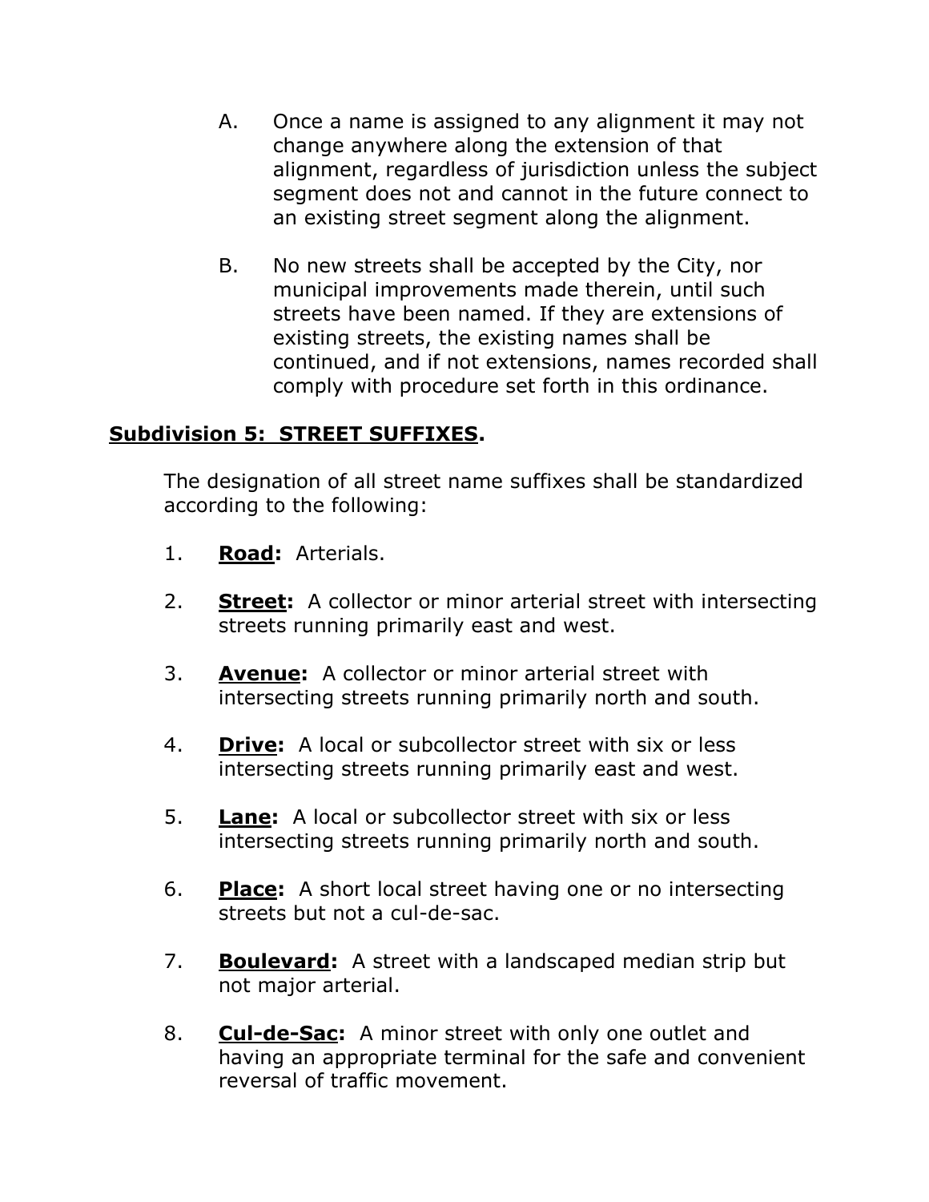A. Once a name is assigned to any alignment it may not change anywhere along the extension of that alignment, regardless of jurisdiction unless the subject segment does not and cannot in the future connect to an existing street segment along the alignment.

B. No new streets shall be accepted by the City, nor municipal improvements made therein, until such streets have been named. If they are extensions of existing streets, the existing names shall be continued, and if not extensions, names recorded shall comply with procedure set forth in this ordinance.

## Subdivision 5: STREET SUFFIXES.

The designation of all street name suffixes shall be standardized according to the following:

1. **Road:** Arterials.

2. **Street:** A collector or minor arterial street with intersecting streets running primarily east and west.

3. **Avenue:** A collector or minor arterial street with intersecting streets running primarily north and south.

4. **Drive:** A local or subcollector street with six or less intersecting streets running primarily east and west.

5. **Lane:** A local or subcollector street with six or less intersecting streets running primarily north and south.

6. **Place:** A short local street having one or no intersecting streets but not a cul-de-sac.

7. **Boulevard:** A street with a landscaped median strip but not major arterial.

8. **Cul-de-Sac:** A minor street with only one outlet and having an appropriate terminal for the safe and convenient reversal of traffic movement.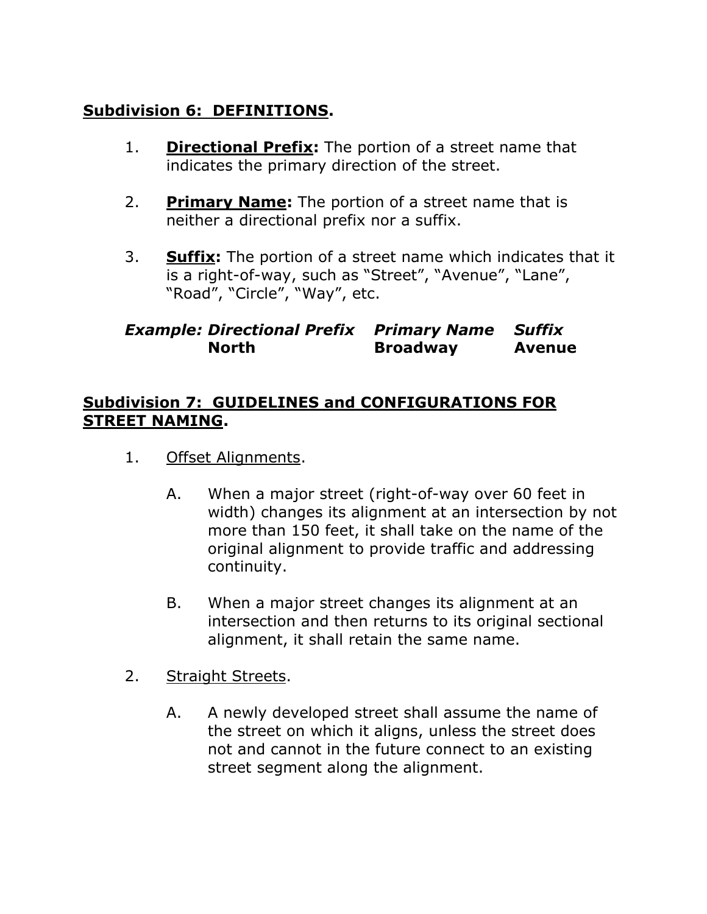## Subdivision 6: DEFINITIONS.

1. **Directional Prefix:** The portion of a street name that indicates the primary direction of the street.

2. **Primary Name:** The portion of a street name that is neither a directional prefix nor a suffix.

3. **Suffix:** The portion of a street name which indicates that it is a right-of-way, such as "Street", "Avenue", "Lane", "Road", "Circle", "Way", etc.

| *Example:* | ***Directional Prefix*** | ***Primary Name*** | ***Suffix*** |
|---|---|---|---|
| | **North** | **Broadway** | **Avenue** |

## Subdivision 7: GUIDELINES and CONFIGURATIONS FOR STREET NAMING.

1. Offset Alignments.

   A. When a major street (right-of-way over 60 feet in width) changes its alignment at an intersection by not more than 150 feet, it shall take on the name of the original alignment to provide traffic and addressing continuity.

   B. When a major street changes its alignment at an intersection and then returns to its original sectional alignment, it shall retain the same name.

2. Straight Streets.

   A. A newly developed street shall assume the name of the street on which it aligns, unless the street does not and cannot in the future connect to an existing street segment along the alignment.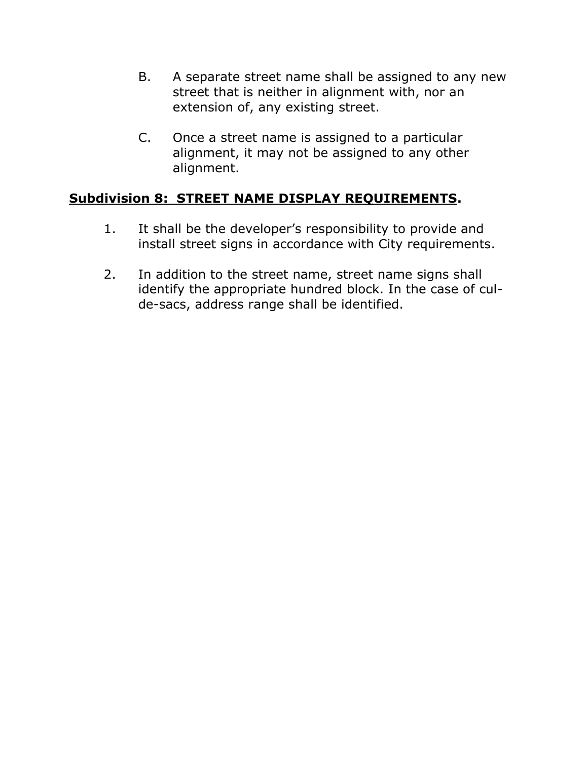B. A separate street name shall be assigned to any new street that is neither in alignment with, nor an extension of, any existing street.

C. Once a street name is assigned to a particular alignment, it may not be assigned to any other alignment.

## **Subdivision 8: STREET NAME DISPLAY REQUIREMENTS.**

1. It shall be the developer's responsibility to provide and install street signs in accordance with City requirements.

2. In addition to the street name, street name signs shall identify the appropriate hundred block. In the case of cul-de-sacs, address range shall be identified.